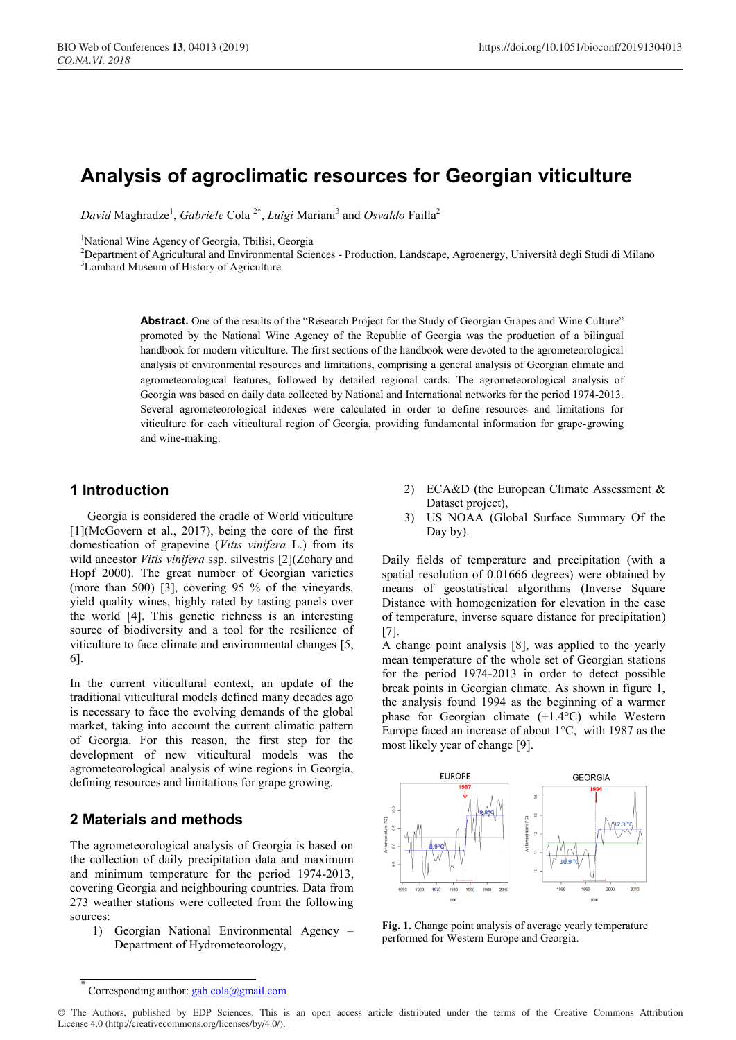# Analysis of agroclimatic resources for Georgian viticulture

*David* Maghradze[1], *Gabriele* Cola [2*], *Luigi* Mariani[3] and *Osvaldo* Failla[2]

[1]National Wine Agency of Georgia, Tbilisi, Georgia
[2]Department of Agricultural and Environmental Sciences - Production, Landscape, Agroenergy, Università degli Studi di Milano
[3]Lombard Museum of History of Agriculture

**Abstract.** One of the results of the "Research Project for the Study of Georgian Grapes and Wine Culture" promoted by the National Wine Agency of the Republic of Georgia was the production of a bilingual handbook for modern viticulture. The first sections of the handbook were devoted to the agrometeorological analysis of environmental resources and limitations, comprising a general analysis of Georgian climate and agrometeorological features, followed by detailed regional cards. The agrometeorological analysis of Georgia was based on daily data collected by National and International networks for the period 1974-2013. Several agrometeorological indexes were calculated in order to define resources and limitations for viticulture for each viticultural region of Georgia, providing fundamental information for grape-growing and wine-making.

## 1 Introduction

Georgia is considered the cradle of World viticulture [1](McGovern et al., 2017), being the core of the first domestication of grapevine (*Vitis vinifera* L.) from its wild ancestor *Vitis vinifera* ssp. silvestris [2](Zohary and Hopf 2000). The great number of Georgian varieties (more than 500) [3], covering 95 % of the vineyards, yield quality wines, highly rated by tasting panels over the world [4]. This genetic richness is an interesting source of biodiversity and a tool for the resilience of viticulture to face climate and environmental changes [5, 6].

In the current viticultural context, an update of the traditional viticultural models defined many decades ago is necessary to face the evolving demands of the global market, taking into account the current climatic pattern of Georgia. For this reason, the first step for the development of new viticultural models was the agrometeorological analysis of wine regions in Georgia, defining resources and limitations for grape growing.

## 2 Materials and methods

The agrometeorological analysis of Georgia is based on the collection of daily precipitation data and maximum and minimum temperature for the period 1974-2013, covering Georgia and neighbouring countries. Data from 273 weather stations were collected from the following sources:

1) Georgian National Environmental Agency – Department of Hydrometeorology,
2) ECA&D (the European Climate Assessment & Dataset project),
3) US NOAA (Global Surface Summary Of the Day by).

Daily fields of temperature and precipitation (with a spatial resolution of 0.01666 degrees) were obtained by means of geostatistical algorithms (Inverse Square Distance with homogenization for elevation in the case of temperature, inverse square distance for precipitation) [7].

A change point analysis [8], was applied to the yearly mean temperature of the whole set of Georgian stations for the period 1974-2013 in order to detect possible break points in Georgian climate. As shown in figure 1, the analysis found 1994 as the beginning of a warmer phase for Georgian climate (+1.4°C) while Western Europe faced an increase of about 1°C, with 1987 as the most likely year of change [9].

EUROPE
1987
9.9°C
8.9°C

GEORGIA
1994
12.3 °C
10.9 °C

**Fig. 1.** Change point analysis of average yearly temperature performed for Western Europe and Georgia.

---

* Corresponding author: gab.cola@gmail.com

© The Authors, published by EDP Sciences. This is an open access article distributed under the terms of the Creative Commons Attribution License 4.0 (http://creativecommons.org/licenses/by/4.0/).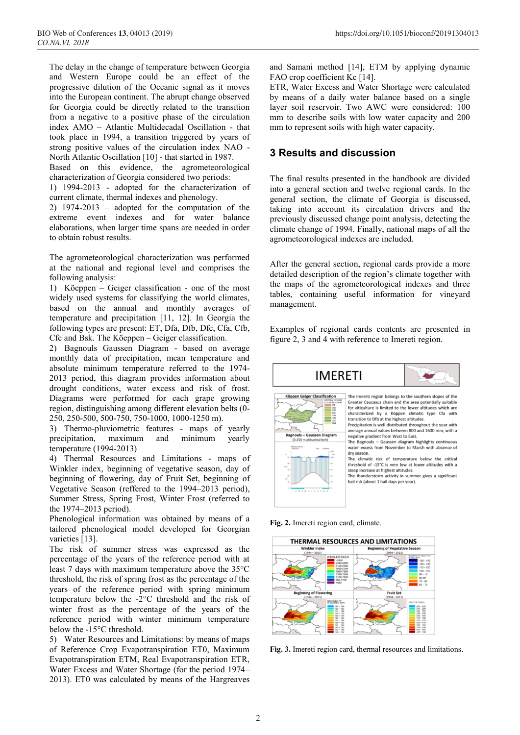The delay in the change of temperature between Georgia and Western Europe could be an effect of the progressive dilution of the Oceanic signal as it moves into the European continent. The abrupt change observed for Georgia could be directly related to the transition from a negative to a positive phase of the circulation index AMO – Atlantic Multidecadal Oscillation - that took place in 1994, a transition triggered by years of strong positive values of the circulation index NAO - North Atlantic Oscillation [10] - that started in 1987.

Based on this evidence, the agrometeorological characterization of Georgia considered two periods:

1) 1994-2013 - adopted for the characterization of current climate, thermal indexes and phenology.

2) 1974-2013 – adopted for the computation of the extreme event indexes and for water balance elaborations, when larger time spans are needed in order to obtain robust results.

The agrometeorological characterization was performed at the national and regional level and comprises the following analysis:

1) Köeppen – Geiger classification - one of the most widely used systems for classifying the world climates, based on the annual and monthly averages of temperature and precipitation [11, 12]. In Georgia the following types are present: ET, Dfa, Dfb, Dfc, Cfa, Cfb, Cfc and Bsk. The Köeppen – Geiger classification.

2) Bagnouls Gaussen Diagram - based on average monthly data of precipitation, mean temperature and absolute minimum temperature referred to the 1974-2013 period, this diagram provides information about drought conditions, water excess and risk of frost. Diagrams were performed for each grape growing region, distinguishing among different elevation belts (0-250, 250-500, 500-750, 750-1000, 1000-1250 m).

3) Thermo-pluviometric features - maps of yearly precipitation, maximum and minimum yearly temperature (1994-2013)

4) Thermal Resources and Limitations - maps of Winkler index, beginning of vegetative season, day of beginning of flowering, day of Fruit Set, beginning of Vegetative Season (reffered to the 1994–2013 period), Summer Stress, Spring Frost, Winter Frost (referred to the 1974–2013 period).

Phenological information was obtained by means of a tailored phenological model developed for Georgian varieties [13].

The risk of summer stress was expressed as the percentage of the years of the reference period with at least 7 days with maximum temperature above the 35°C threshold, the risk of spring frost as the percentage of the years of the reference period with spring minimum temperature below the -2°C threshold and the risk of winter frost as the percentage of the years of the reference period with winter minimum temperature below the -15°C threshold.

5) Water Resources and Limitations: by means of maps of Reference Crop Evapotranspiration ET0, Maximum Evapotranspiration ETM, Real Evapotranspiration ETR, Water Excess and Water Shortage (for the period 1974–2013). ET0 was calculated by means of the Hargreaves and Samani method [14], ETM by applying dynamic FAO crop coefficient Kc [14].

ETR, Water Excess and Water Shortage were calculated by means of a daily water balance based on a single layer soil reservoir. Two AWC were considered: 100 mm to describe soils with low water capacity and 200 mm to represent soils with high water capacity.

## 3 Results and discussion

The final results presented in the handbook are divided into a general section and twelve regional cards. In the general section, the climate of Georgia is discussed, taking into account its circulation drivers and the previously discussed change point analysis, detecting the climate change of 1994. Finally, national maps of all the agrometeorological indexes are included.

After the general section, regional cards provide a more detailed description of the region's climate together with the maps of the agrometeorological indexes and three tables, containing useful information for vineyard management.

Examples of regional cards contents are presented in figure 2, 3 and 4 with reference to Imereti region.

IMERETI

Köppen Geiger Classification

Bagnouls – Gaussen Diagram
(0-250 m altitudinal belt)

The Imereti region belongs to the southern slopes of the Greater Caucasus chain and the area potentially suitable for viticulture is limited to the lower altitudes which are characterized by a Köppen climatic type Cfa with transition to Dfb at the highest altitudes.
Precipitation is well distributed throughout the year with average annual values between 800 and 1600 mm, with a negative gradient from West to East.
The Bagnouls – Gaussen diagram highlights continuous water excess from November to March with absence of dry season.
The climatic risk of temperature below the critical threshold of -15°C is very low at lower altitudes with a steep increase at highest altitudes.
The thunderstorm activity in summer gives a significant hail risk (about 1 hail days per year).

**Fig. 2.** Imereti region card, climate.

THERMAL RESOURCES AND LIMITATIONS

Winkler Index (1994 – 2013)

Beginning of Vegetative Season (1994 – 2013)

Beginning of Flowering (1994 – 2013)

Fruit Set (1994 – 2013)

**Fig. 3.** Imereti region card, thermal resources and limitations.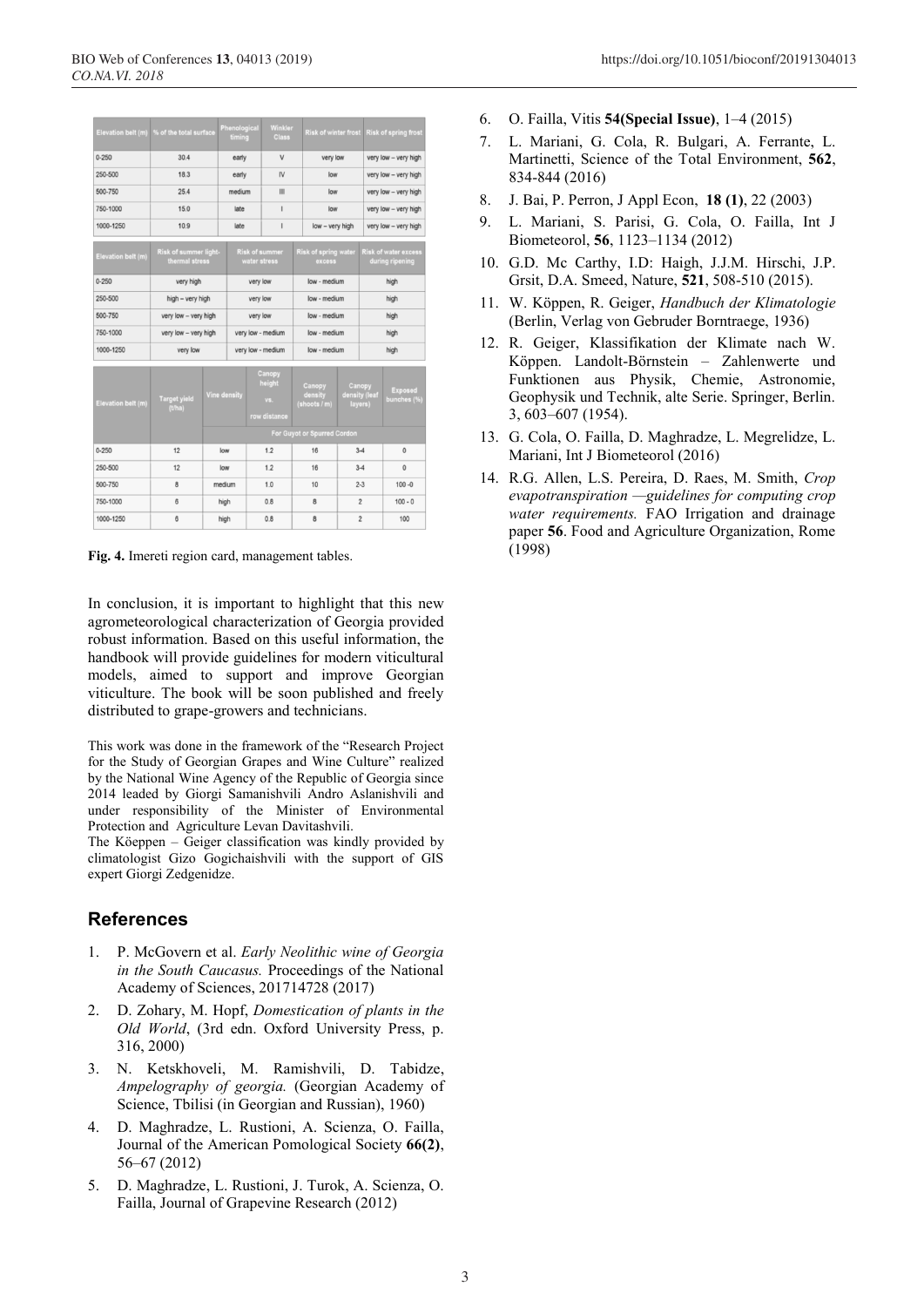| Elevation belt (m) | % of the total surface | Phenological timing | Winkler Class | Risk of winter frost | Risk of spring frost |
|---|---|---|---|---|---|
| 0-250 | 30.4 | early | V | very low | very low – very high |
| 250-500 | 18.3 | early | IV | low | very low – very high |
| 500-750 | 25.4 | medium | III | low | very low – very high |
| 750-1000 | 15.0 | late | I | low | very low – very high |
| 1000-1250 | 10.9 | late | I | low – very high | very low – very high |

| Elevation belt (m) | Risk of summer light-thermal stress | Risk of summer water stress | Risk of spring water excess | Risk of water excess during ripening |
|---|---|---|---|---|
| 0-250 | very high | very low | low - medium | high |
| 250-500 | high – very high | very low | low - medium | high |
| 500-750 | very low – very high | very low | low - medium | high |
| 750-1000 | very low – very high | very low - medium | low - medium | high |
| 1000-1250 | very low | very low - medium | low - medium | high |

| Elevation belt (m) | Target yield (t/ha) | Vine density | Canopy height vs. row distance | Canopy density (shoots / m) | Canopy density (leaf layers) | Exposed bunches (%) |
|---|---|---|---|---|---|---|
| | | For Guyot or Spurred Cordon | | | | |
| 0-250 | 12 | low | 1.2 | 16 | 3-4 | 0 |
| 250-500 | 12 | low | 1.2 | 16 | 3-4 | 0 |
| 500-750 | 8 | medium | 1.0 | 10 | 2-3 | 100 -0 |
| 750-1000 | 6 | high | 0.8 | 8 | 2 | 100 - 0 |
| 1000-1250 | 6 | high | 0.8 | 8 | 2 | 100 |

**Fig. 4.** Imereti region card, management tables.

In conclusion, it is important to highlight that this new agrometeorological characterization of Georgia provided robust information. Based on this useful information, the handbook will provide guidelines for modern viticultural models, aimed to support and improve Georgian viticulture. The book will be soon published and freely distributed to grape-growers and technicians.

This work was done in the framework of the "Research Project for the Study of Georgian Grapes and Wine Culture" realized by the National Wine Agency of the Republic of Georgia since 2014 leaded by Giorgi Samanishvili Andro Aslanishvili and under responsibility of the Minister of Environmental Protection and Agriculture Levan Davitashvili.
The Köeppen – Geiger classification was kindly provided by climatologist Gizo Gogichaishvili with the support of GIS expert Giorgi Zedgenidze.

## References

1. P. McGovern et al. *Early Neolithic wine of Georgia in the South Caucasus.* Proceedings of the National Academy of Sciences, 201714728 (2017)
2. D. Zohary, M. Hopf, *Domestication of plants in the Old World*, (3rd edn. Oxford University Press, p. 316, 2000)
3. N. Ketskhoveli, M. Ramishvili, D. Tabidze, *Ampelography of georgia.* (Georgian Academy of Science, Tbilisi (in Georgian and Russian), 1960)
4. D. Maghradze, L. Rustioni, A. Scienza, O. Failla, Journal of the American Pomological Society **66(2)**, 56–67 (2012)
5. D. Maghradze, L. Rustioni, J. Turok, A. Scienza, O. Failla, Journal of Grapevine Research (2012)
6. O. Failla, Vitis **54(Special Issue)**, 1–4 (2015)
7. L. Mariani, G. Cola, R. Bulgari, A. Ferrante, L. Martinetti, Science of the Total Environment, **562**, 834-844 (2016)
8. J. Bai, P. Perron, J Appl Econ, **18 (1)**, 22 (2003)
9. L. Mariani, S. Parisi, G. Cola, O. Failla, Int J Biometeorol, **56**, 1123–1134 (2012)
10. G.D. Mc Carthy, I.D: Haigh, J.J.M. Hirschi, J.P. Grsit, D.A. Smeed, Nature, **521**, 508-510 (2015).
11. W. Köppen, R. Geiger, *Handbuch der Klimatologie* (Berlin, Verlag von Gebruder Borntraege, 1936)
12. R. Geiger, Klassifikation der Klimate nach W. Köppen. Landolt-Börnstein – Zahlenwerte und Funktionen aus Physik, Chemie, Astronomie, Geophysik und Technik, alte Serie. Springer, Berlin. 3, 603–607 (1954).
13. G. Cola, O. Failla, D. Maghradze, L. Megrelidze, L. Mariani, Int J Biometeorol (2016)
14. R.G. Allen, L.S. Pereira, D. Raes, M. Smith, *Crop evapotranspiration —guidelines for computing crop water requirements.* FAO Irrigation and drainage paper **56**. Food and Agriculture Organization, Rome (1998)